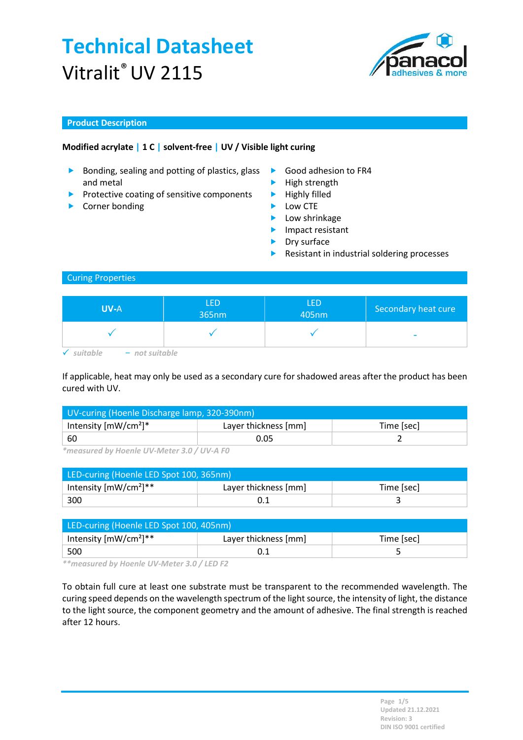# Technical Datasheet

Vitralit® UV 2115

## Product Description

**Modified acrylate | 1 C | solvent-free | UV / Visible light curing**

- Bonding, sealing and potting of plastics, glass and metal
- Protective coating of sensitive components
- Corner bonding

- Good adhesion to FR4
- High strength
- Highly filled
- Low CTE
- Low shrinkage
- Impact resistant
- Dry surface
- Resistant in industrial soldering processes

## Curing Properties

| UV-A | LED 365nm | LED 405nm | Secondary heat cure |
|---|---|---|---|
| ✓ | ✓ | ✓ | - |

*✓ suitable – not suitable*

If applicable, heat may only be used as a secondary cure for shadowed areas after the product has been cured with UV.

| UV-curing (Hoenle Discharge lamp, 320-390nm) | | |
|---|---|---|
| Intensity [mW/cm²]* | Layer thickness [mm] | Time [sec] |
| 60 | 0.05 | 2 |

*\*measured by Hoenle UV-Meter 3.0 / UV-A F0*

| LED-curing (Hoenle LED Spot 100, 365nm) | | |
|---|---|---|
| Intensity [mW/cm²]** | Layer thickness [mm] | Time [sec] |
| 300 | 0.1 | 3 |

| LED-curing (Hoenle LED Spot 100, 405nm) | | |
|---|---|---|
| Intensity [mW/cm²]** | Layer thickness [mm] | Time [sec] |
| 500 | 0.1 | 5 |

*\*\*measured by Hoenle UV-Meter 3.0 / LED F2*

To obtain full cure at least one substrate must be transparent to the recommended wavelength. The curing speed depends on the wavelength spectrum of the light source, the intensity of light, the distance to the light source, the component geometry and the amount of adhesive. The final strength is reached after 12 hours.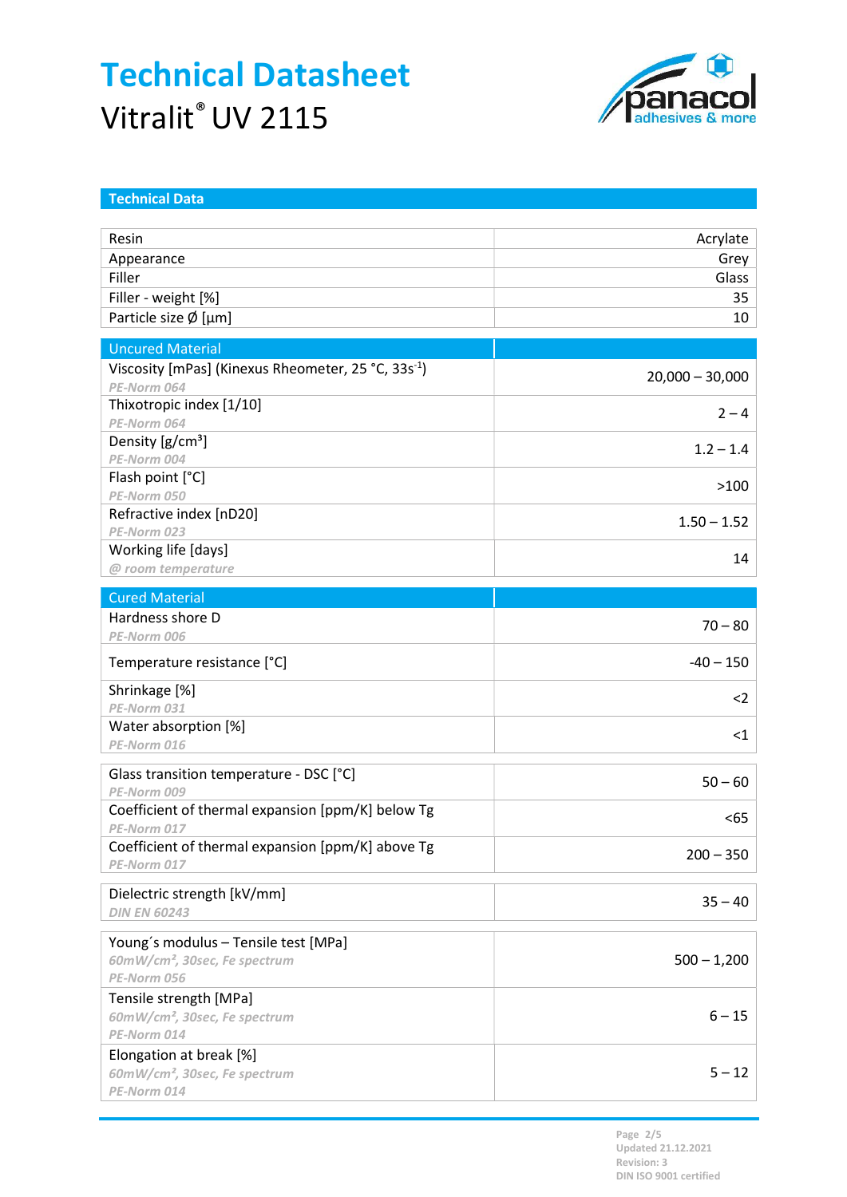# Technical Datasheet

Vitralit® UV 2115

## Technical Data

| | |
|---|---|
| Resin | Acrylate |
| Appearance | Grey |
| Filler | Glass |
| Filler - weight [%] | 35 |
| Particle size Ø [µm] | 10 |

| Uncured Material | |
|---|---|
| Viscosity [mPas] (Kinexus Rheometer, 25 °C, $33s^{-1}$) *PE-Norm 064* | 20,000 – 30,000 |
| Thixotropic index [1/10] *PE-Norm 064* | 2 – 4 |
| Density [g/cm³] *PE-Norm 004* | 1.2 – 1.4 |
| Flash point [°C] *PE-Norm 050* | >100 |
| Refractive index [nD20] *PE-Norm 023* | 1.50 – 1.52 |
| Working life [days] *@ room temperature* | 14 |

| Cured Material | |
|---|---|
| Hardness shore D *PE-Norm 006* | 70 – 80 |
| Temperature resistance [°C] | -40 – 150 |
| Shrinkage [%] *PE-Norm 031* | <2 |
| Water absorption [%] *PE-Norm 016* | <1 |

| | |
|---|---|
| Glass transition temperature - DSC [°C] *PE-Norm 009* | 50 – 60 |
| Coefficient of thermal expansion [ppm/K] below Tg *PE-Norm 017* | <65 |
| Coefficient of thermal expansion [ppm/K] above Tg *PE-Norm 017* | 200 – 350 |

| | |
|---|---|
| Dielectric strength [kV/mm] *DIN EN 60243* | 35 – 40 |

| | |
|---|---|
| Young´s modulus – Tensile test [MPa] *60mW/cm², 30sec, Fe spectrum* *PE-Norm 056* | 500 – 1,200 |
| Tensile strength [MPa] *60mW/cm², 30sec, Fe spectrum* *PE-Norm 014* | 6 – 15 |
| Elongation at break [%] *60mW/cm², 30sec, Fe spectrum* *PE-Norm 014* | 5 – 12 |

Updated 21.12.2021
Revision: 3
DIN ISO 9001 certified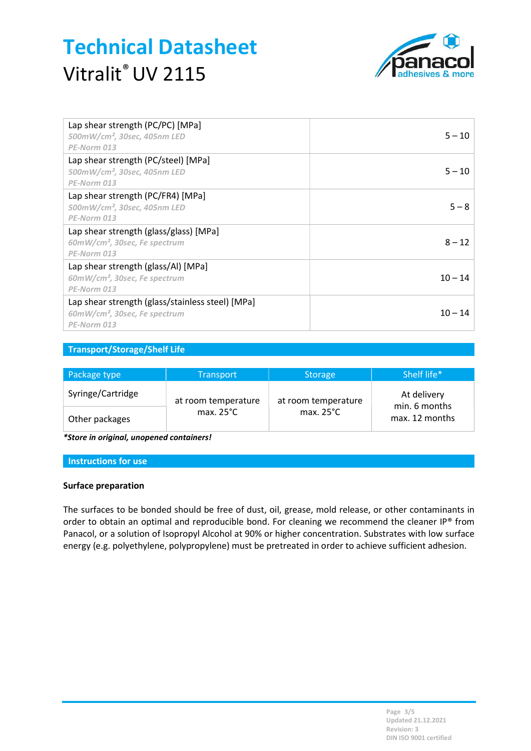| | |
|---|---|
| Lap shear strength (PC/PC) [MPa]<br>*500mW/cm², 30sec, 405nm LED*<br>*PE-Norm 013* | 5 – 10 |
| Lap shear strength (PC/steel) [MPa]<br>*500mW/cm², 30sec, 405nm LED*<br>*PE-Norm 013* | 5 – 10 |
| Lap shear strength (PC/FR4) [MPa]<br>*500mW/cm², 30sec, 405nm LED*<br>*PE-Norm 013* | 5 – 8 |
| Lap shear strength (glass/glass) [MPa]<br>*60mW/cm², 30sec, Fe spectrum*<br>*PE-Norm 013* | 8 – 12 |
| Lap shear strength (glass/Al) [MPa]<br>*60mW/cm², 30sec, Fe spectrum*<br>*PE-Norm 013* | 10 – 14 |
| Lap shear strength (glass/stainless steel) [MPa]<br>*60mW/cm², 30sec, Fe spectrum*<br>*PE-Norm 013* | 10 – 14 |

## Transport/Storage/Shelf Life

| Package type | Transport | Storage | Shelf life* |
|---|---|---|---|
| Syringe/Cartridge | at room temperature max. 25°C | at room temperature max. 25°C | At delivery min. 6 months max. 12 months |
| Other packages | | | |

***Store in original, unopened containers!***

## Instructions for use

### Surface preparation

The surfaces to be bonded should be free of dust, oil, grease, mold release, or other contaminants in order to obtain an optimal and reproducible bond. For cleaning we recommend the cleaner IP® from Panacol, or a solution of Isopropyl Alcohol at 90% or higher concentration. Substrates with low surface energy (e.g. polyethylene, polypropylene) must be pretreated in order to achieve sufficient adhesion.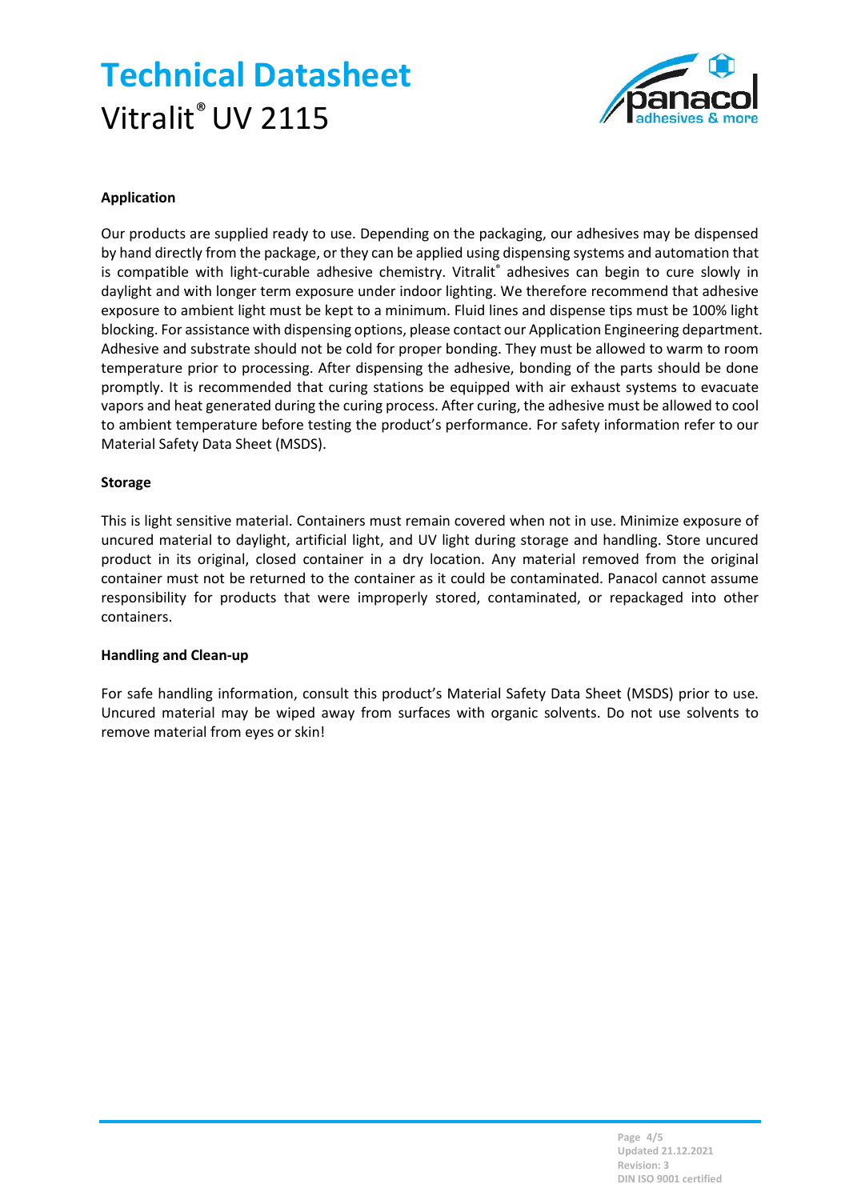# Technical Datasheet

Vitralit® UV 2115

**Application**

Our products are supplied ready to use. Depending on the packaging, our adhesives may be dispensed by hand directly from the package, or they can be applied using dispensing systems and automation that is compatible with light-curable adhesive chemistry. Vitralit® adhesives can begin to cure slowly in daylight and with longer term exposure under indoor lighting. We therefore recommend that adhesive exposure to ambient light must be kept to a minimum. Fluid lines and dispense tips must be 100% light blocking. For assistance with dispensing options, please contact our Application Engineering department. Adhesive and substrate should not be cold for proper bonding. They must be allowed to warm to room temperature prior to processing. After dispensing the adhesive, bonding of the parts should be done promptly. It is recommended that curing stations be equipped with air exhaust systems to evacuate vapors and heat generated during the curing process. After curing, the adhesive must be allowed to cool to ambient temperature before testing the product's performance. For safety information refer to our Material Safety Data Sheet (MSDS).

**Storage**

This is light sensitive material. Containers must remain covered when not in use. Minimize exposure of uncured material to daylight, artificial light, and UV light during storage and handling. Store uncured product in its original, closed container in a dry location. Any material removed from the original container must not be returned to the container as it could be contaminated. Panacol cannot assume responsibility for products that were improperly stored, contaminated, or repackaged into other containers.

**Handling and Clean-up**

For safe handling information, consult this product's Material Safety Data Sheet (MSDS) prior to use. Uncured material may be wiped away from surfaces with organic solvents. Do not use solvents to remove material from eyes or skin!

Updated 21.12.2021
Revision: 3
DIN ISO 9001 certified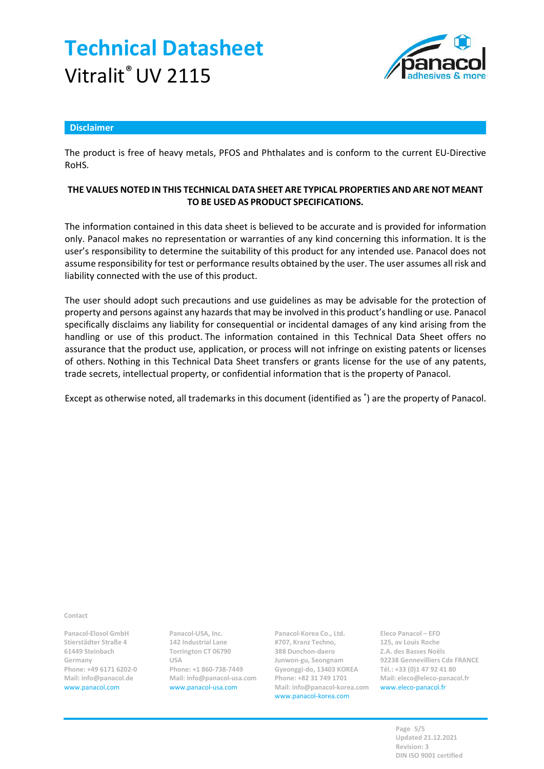# Technical Datasheet

Vitralit® UV 2115

## Disclaimer

The product is free of heavy metals, PFOS and Phthalates and is conform to the current EU-Directive RoHS.

**THE VALUES NOTED IN THIS TECHNICAL DATA SHEET ARE TYPICAL PROPERTIES AND ARE NOT MEANT TO BE USED AS PRODUCT SPECIFICATIONS.**

The information contained in this data sheet is believed to be accurate and is provided for information only. Panacol makes no representation or warranties of any kind concerning this information. It is the user's responsibility to determine the suitability of this product for any intended use. Panacol does not assume responsibility for test or performance results obtained by the user. The user assumes all risk and liability connected with the use of this product.

The user should adopt such precautions and use guidelines as may be advisable for the protection of property and persons against any hazards that may be involved in this product's handling or use. Panacol specifically disclaims any liability for consequential or incidental damages of any kind arising from the handling or use of this product. The information contained in this Technical Data Sheet offers no assurance that the product use, application, or process will not infringe on existing patents or licenses of others. Nothing in this Technical Data Sheet transfers or grants license for the use of any patents, trade secrets, intellectual property, or confidential information that is the property of Panacol.

Except as otherwise noted, all trademarks in this document (identified as ®) are the property of Panacol.

Contact

Panacol-Elosol GmbH
Stierstädter Straße 4
61449 Steinbach
Germany
Phone: +49 6171 6202-0
Mail: info@panacol.de
www.panacol.com

Panacol-USA, Inc.
142 Industrial Lane
Torrington CT 06790
USA
Phone: +1 860-738-7449
Mail: info@panacol-usa.com
www.panacol-usa.com

Panacol-Korea Co., Ltd.
#707, Kranz Techno,
388 Dunchon-daero
Junwon-gu, Seongnam
Gyeonggi-do, 13403 KOREA
Phone: +82 31 749 1701
Mail: info@panacol-korea.com
www.panacol-korea.com

Eleco Panacol – EFD
125, av Louis Roche
Z.A. des Basses Noëls
92238 Gennevilliers Cdx FRANCE
Tél.: +33 (0)1 47 92 41 80
Mail: eleco@eleco-panacol.fr
www.eleco-panacol.fr

Updated 21.12.2021
Revision: 3
DIN ISO 9001 certified